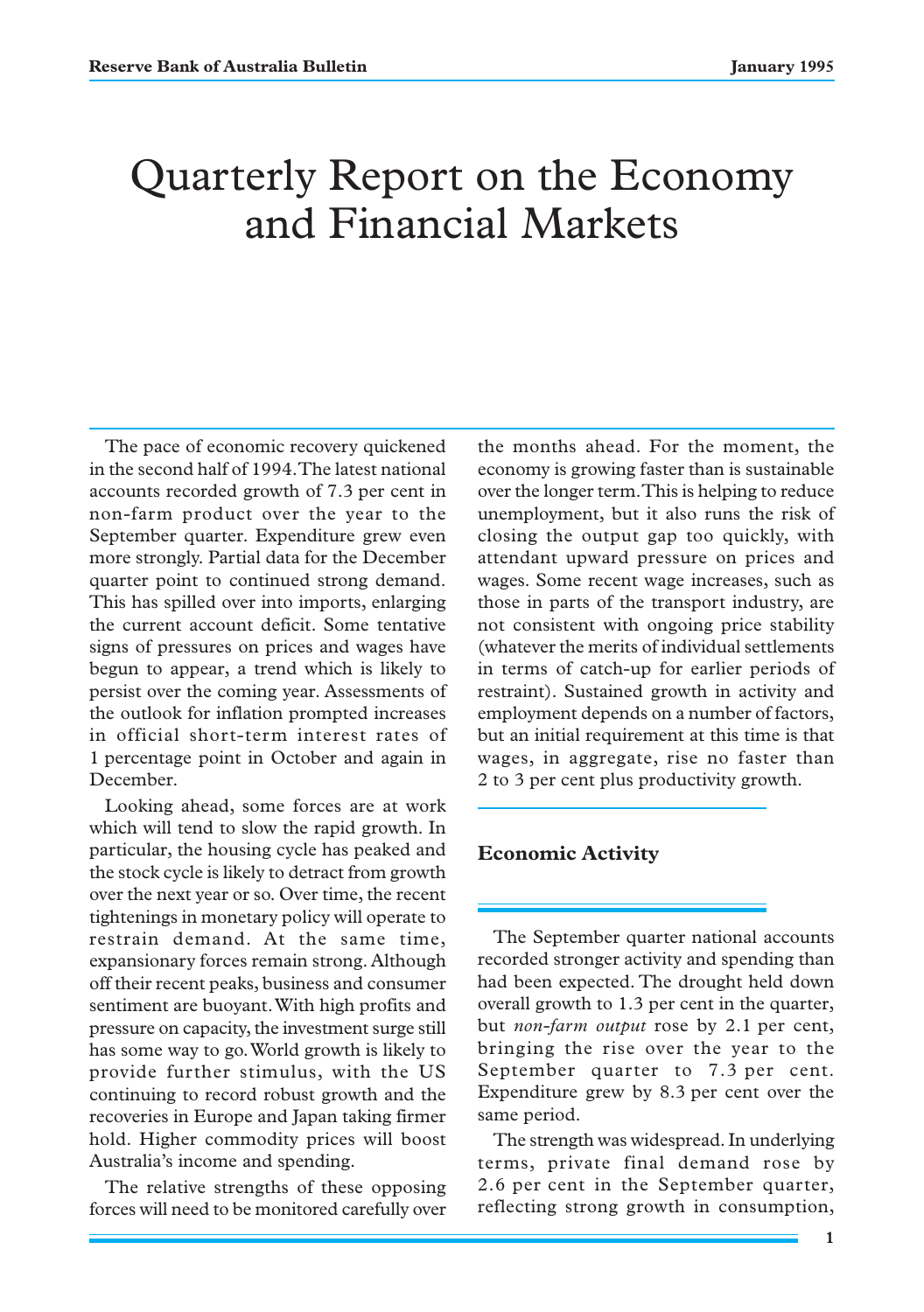# Quarterly Report on the Economy and Financial Markets

The pace of economic recovery quickened in the second half of 1994. The latest national accounts recorded growth of 7.3 per cent in non-farm product over the year to the September quarter. Expenditure grew even more strongly. Partial data for the December quarter point to continued strong demand. This has spilled over into imports, enlarging the current account deficit. Some tentative signs of pressures on prices and wages have begun to appear, a trend which is likely to persist over the coming year. Assessments of the outlook for inflation prompted increases in official short-term interest rates of 1 percentage point in October and again in December.

Looking ahead, some forces are at work which will tend to slow the rapid growth. In particular, the housing cycle has peaked and the stock cycle is likely to detract from growth over the next year or so. Over time, the recent tightenings in monetary policy will operate to restrain demand. At the same time, expansionary forces remain strong. Although off their recent peaks, business and consumer sentiment are buoyant. With high profits and pressure on capacity, the investment surge still has some way to go. World growth is likely to provide further stimulus, with the US continuing to record robust growth and the recoveries in Europe and Japan taking firmer hold. Higher commodity prices will boost Australia's income and spending.

The relative strengths of these opposing forces will need to be monitored carefully over the months ahead. For the moment, the economy is growing faster than is sustainable over the longer term. This is helping to reduce unemployment, but it also runs the risk of closing the output gap too quickly, with attendant upward pressure on prices and wages. Some recent wage increases, such as those in parts of the transport industry, are not consistent with ongoing price stability (whatever the merits of individual settlements in terms of catch-up for earlier periods of restraint). Sustained growth in activity and employment depends on a number of factors, but an initial requirement at this time is that wages, in aggregate, rise no faster than 2 to 3 per cent plus productivity growth.

## Economic Activity

The September quarter national accounts recorded stronger activity and spending than had been expected. The drought held down overall growth to 1.3 per cent in the quarter, but *non-farm output* rose by 2.1 per cent, bringing the rise over the year to the September quarter to 7.3 per cent. Expenditure grew by 8.3 per cent over the same period.

The strength was widespread. In underlying terms, private final demand rose by 2.6 per cent in the September quarter, reflecting strong growth in consumption,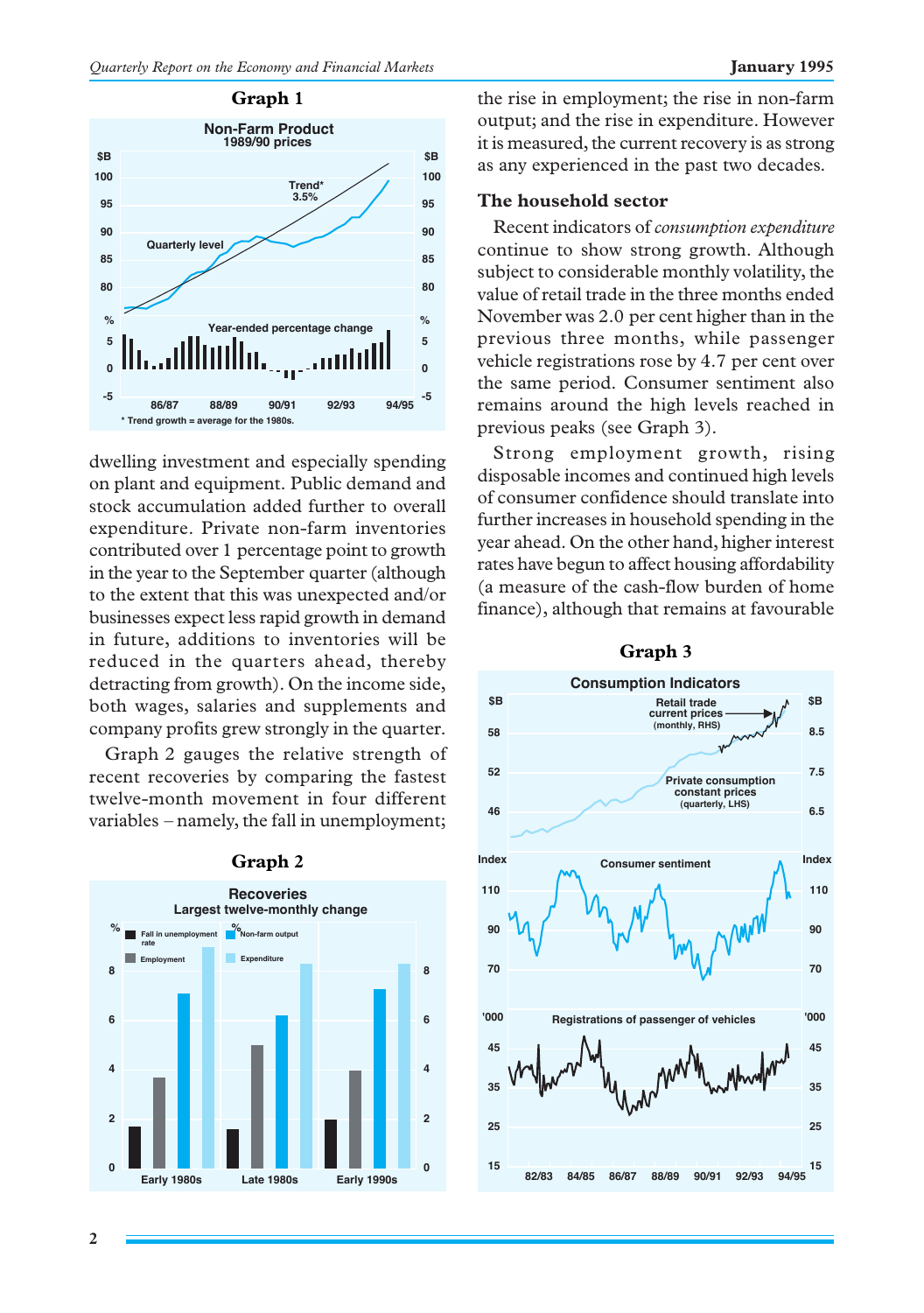**Graph 1**

Non-Farm Product
1989/90 prices

**Graph 2**

Recoveries
Largest twelve-monthly change

dwelling investment and especially spending on plant and equipment. Public demand and stock accumulation added further to overall expenditure. Private non-farm inventories contributed over 1 percentage point to growth in the year to the September quarter (although to the extent that this was unexpected and/or businesses expect less rapid growth in demand in future, additions to inventories will be reduced in the quarters ahead, thereby detracting from growth). On the income side, both wages, salaries and supplements and company profits grew strongly in the quarter.

Graph 2 gauges the relative strength of recent recoveries by comparing the fastest twelve-month movement in four different variables – namely, the fall in unemployment; the rise in employment; the rise in non-farm output; and the rise in expenditure. However it is measured, the current recovery is as strong as any experienced in the past two decades.

## The household sector

Recent indicators of *consumption expenditure* continue to show strong growth. Although subject to considerable monthly volatility, the value of retail trade in the three months ended November was 2.0 per cent higher than in the previous three months, while passenger vehicle registrations rose by 4.7 per cent over the same period. Consumer sentiment also remains around the high levels reached in previous peaks (see Graph 3).

Strong employment growth, rising disposable incomes and continued high levels of consumer confidence should translate into further increases in household spending in the year ahead. On the other hand, higher interest rates have begun to affect housing affordability (a measure of the cash-flow burden of home finance), although that remains at favourable

**Graph 3**

Consumption Indicators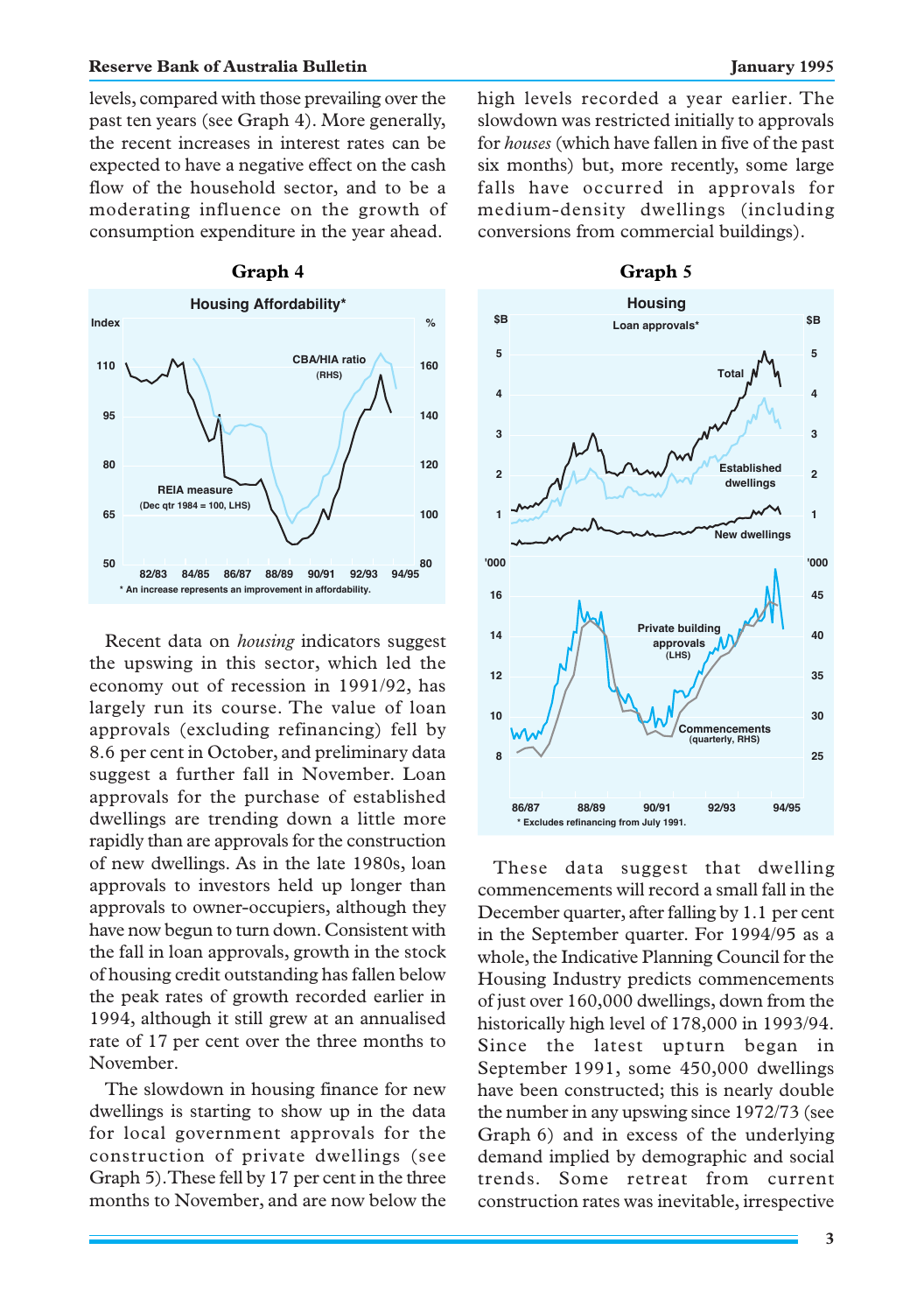levels, compared with those prevailing over the past ten years (see Graph 4). More generally, the recent increases in interest rates can be expected to have a negative effect on the cash flow of the household sector, and to be a moderating influence on the growth of consumption expenditure in the year ahead.

**Graph 4**

Housing Affordability*

* An increase represents an improvement in affordability.

Recent data on *housing* indicators suggest the upswing in this sector, which led the economy out of recession in 1991/92, has largely run its course. The value of loan approvals (excluding refinancing) fell by 8.6 per cent in October, and preliminary data suggest a further fall in November. Loan approvals for the purchase of established dwellings are trending down a little more rapidly than are approvals for the construction of new dwellings. As in the late 1980s, loan approvals to investors held up longer than approvals to owner-occupiers, although they have now begun to turn down. Consistent with the fall in loan approvals, growth in the stock of housing credit outstanding has fallen below the peak rates of growth recorded earlier in 1994, although it still grew at an annualised rate of 17 per cent over the three months to November.

The slowdown in housing finance for new dwellings is starting to show up in the data for local government approvals for the construction of private dwellings (see Graph 5). These fell by 17 per cent in the three months to November, and are now below the high levels recorded a year earlier. The slowdown was restricted initially to approvals for *houses* (which have fallen in five of the past six months) but, more recently, some large falls have occurred in approvals for medium-density dwellings (including conversions from commercial buildings).

**Graph 5**

Housing

* Excludes refinancing from July 1991.

These data suggest that dwelling commencements will record a small fall in the December quarter, after falling by 1.1 per cent in the September quarter. For 1994/95 as a whole, the Indicative Planning Council for the Housing Industry predicts commencements of just over 160,000 dwellings, down from the historically high level of 178,000 in 1993/94. Since the latest upturn began in September 1991, some 450,000 dwellings have been constructed; this is nearly double the number in any upswing since 1972/73 (see Graph 6) and in excess of the underlying demand implied by demographic and social trends. Some retreat from current construction rates was inevitable, irrespective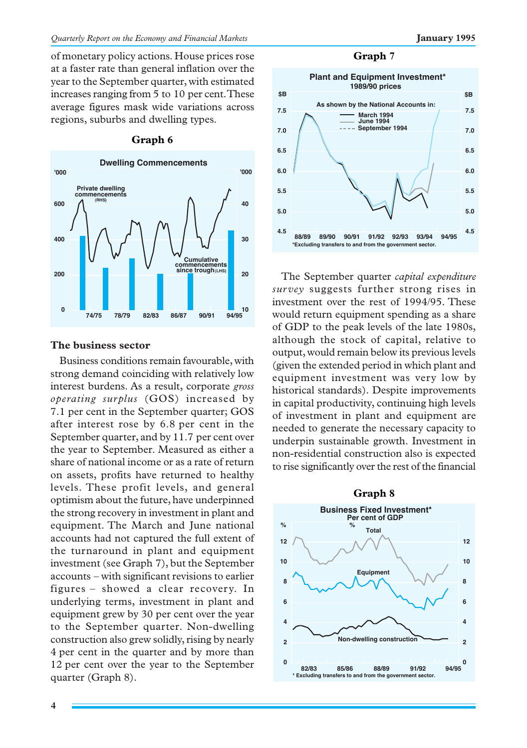of monetary policy actions. House prices rose at a faster rate than general inflation over the year to the September quarter, with estimated increases ranging from 5 to 10 per cent. These average figures mask wide variations across regions, suburbs and dwelling types.

**Graph 6**

**Dwelling Commencements**

**The business sector**

Business conditions remain favourable, with strong demand coinciding with relatively low interest burdens. As a result, corporate *gross operating surplus* (GOS) increased by 7.1 per cent in the September quarter; GOS after interest rose by 6.8 per cent in the September quarter, and by 11.7 per cent over the year to September. Measured as either a share of national income or as a rate of return on assets, profits have returned to healthy levels. These profit levels, and general optimism about the future, have underpinned the strong recovery in investment in plant and equipment. The March and June national accounts had not captured the full extent of the turnaround in plant and equipment investment (see Graph 7), but the September accounts – with significant revisions to earlier figures – showed a clear recovery. In underlying terms, investment in plant and equipment grew by 30 per cent over the year to the September quarter. Non-dwelling construction also grew solidly, rising by nearly 4 per cent in the quarter and by more than 12 per cent over the year to the September quarter (Graph 8).

**Graph 7**

**Plant and Equipment Investment***
1989/90 prices

*Excluding transfers to and from the government sector.

The September quarter *capital expenditure survey* suggests further strong rises in investment over the rest of 1994/95. These would return equipment spending as a share of GDP to the peak levels of the late 1980s, although the stock of capital, relative to output, would remain below its previous levels (given the extended period in which plant and equipment investment was very low by historical standards). Despite improvements in capital productivity, continuing high levels of investment in plant and equipment are needed to generate the necessary capacity to underpin sustainable growth. Investment in non-residential construction also is expected to rise significantly over the rest of the financial

**Graph 8**

**Business Fixed Investment***
Per cent of GDP

* Excluding transfers to and from the government sector.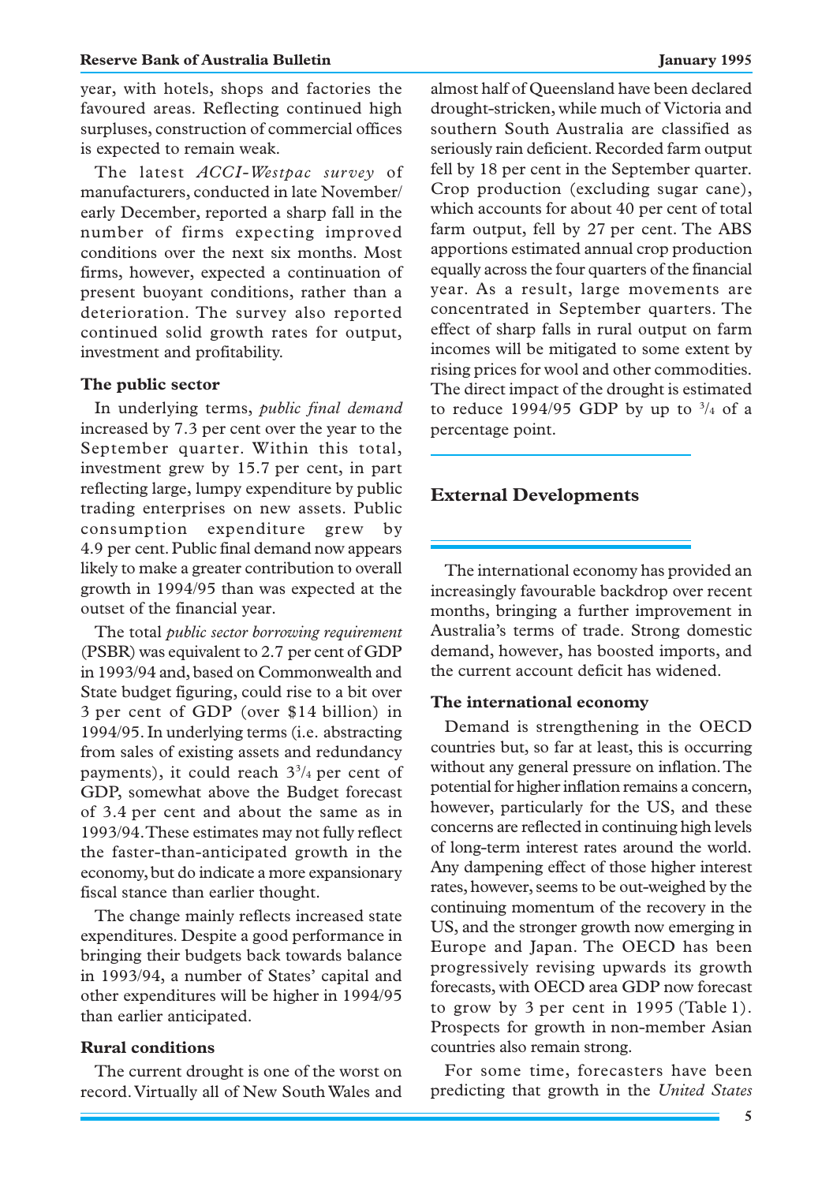year, with hotels, shops and factories the favoured areas. Reflecting continued high surpluses, construction of commercial offices is expected to remain weak.

The latest *ACCI-Westpac survey* of manufacturers, conducted in late November/early December, reported a sharp fall in the number of firms expecting improved conditions over the next six months. Most firms, however, expected a continuation of present buoyant conditions, rather than a deterioration. The survey also reported continued solid growth rates for output, investment and profitability.

### The public sector

In underlying terms, *public final demand* increased by 7.3 per cent over the year to the September quarter. Within this total, investment grew by 15.7 per cent, in part reflecting large, lumpy expenditure by public trading enterprises on new assets. Public consumption expenditure grew by 4.9 per cent. Public final demand now appears likely to make a greater contribution to overall growth in 1994/95 than was expected at the outset of the financial year.

The total *public sector borrowing requirement* (PSBR) was equivalent to 2.7 per cent of GDP in 1993/94 and, based on Commonwealth and State budget figuring, could rise to a bit over 3 per cent of GDP (over $14 billion) in 1994/95. In underlying terms (i.e. abstracting from sales of existing assets and redundancy payments), it could reach $3^3/_4$ per cent of GDP, somewhat above the Budget forecast of 3.4 per cent and about the same as in 1993/94. These estimates may not fully reflect the faster-than-anticipated growth in the economy, but do indicate a more expansionary fiscal stance than earlier thought.

The change mainly reflects increased state expenditures. Despite a good performance in bringing their budgets back towards balance in 1993/94, a number of States' capital and other expenditures will be higher in 1994/95 than earlier anticipated.

### Rural conditions

The current drought is one of the worst on record. Virtually all of New South Wales and almost half of Queensland have been declared drought-stricken, while much of Victoria and southern South Australia are classified as seriously rain deficient. Recorded farm output fell by 18 per cent in the September quarter. Crop production (excluding sugar cane), which accounts for about 40 per cent of total farm output, fell by 27 per cent. The ABS apportions estimated annual crop production equally across the four quarters of the financial year. As a result, large movements are concentrated in September quarters. The effect of sharp falls in rural output on farm incomes will be mitigated to some extent by rising prices for wool and other commodities. The direct impact of the drought is estimated to reduce 1994/95 GDP by up to $^3/_4$ of a percentage point.

## External Developments

The international economy has provided an increasingly favourable backdrop over recent months, bringing a further improvement in Australia's terms of trade. Strong domestic demand, however, has boosted imports, and the current account deficit has widened.

### The international economy

Demand is strengthening in the OECD countries but, so far at least, this is occurring without any general pressure on inflation. The potential for higher inflation remains a concern, however, particularly for the US, and these concerns are reflected in continuing high levels of long-term interest rates around the world. Any dampening effect of those higher interest rates, however, seems to be out-weighed by the continuing momentum of the recovery in the US, and the stronger growth now emerging in Europe and Japan. The OECD has been progressively revising upwards its growth forecasts, with OECD area GDP now forecast to grow by 3 per cent in 1995 (Table 1). Prospects for growth in non-member Asian countries also remain strong.

For some time, forecasters have been predicting that growth in the *United States*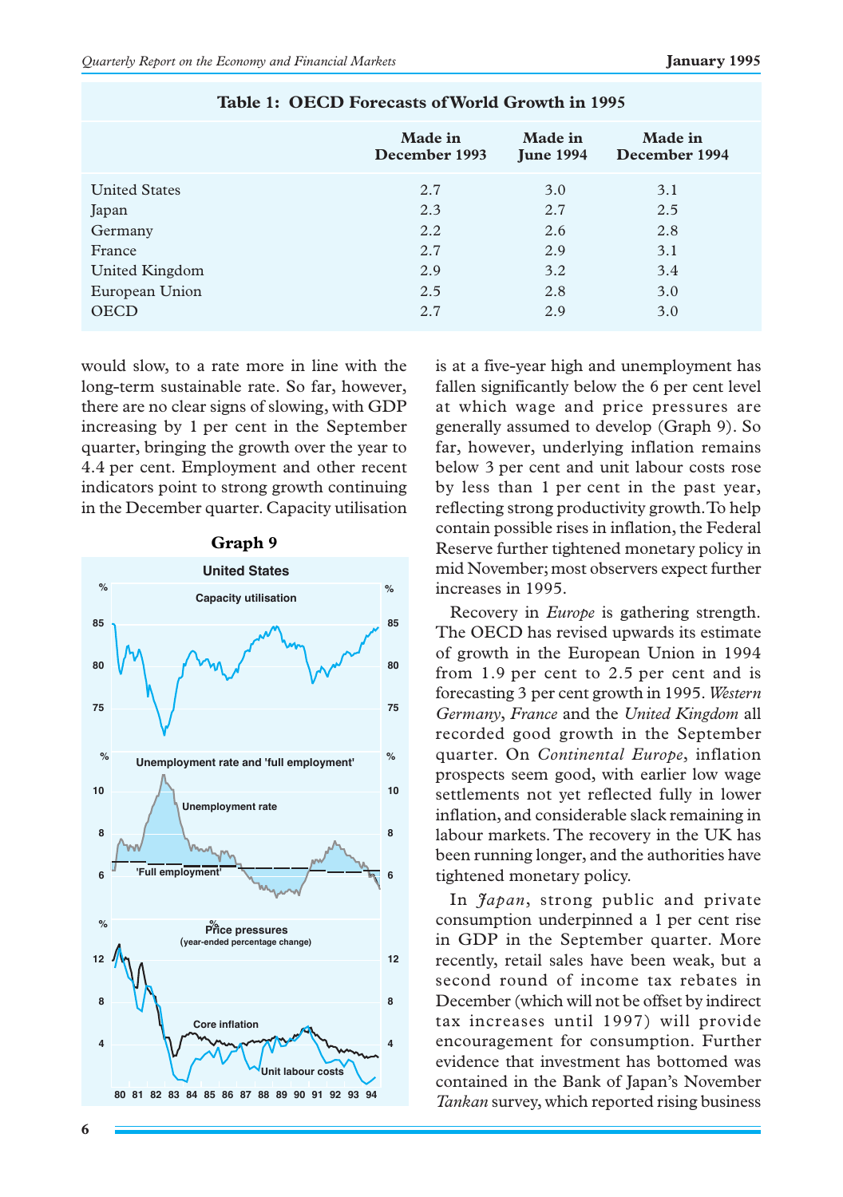**Table 1: OECD Forecasts of World Growth in 1995**

| | Made in December 1993 | Made in June 1994 | Made in December 1994 |
|---|---|---|---|
| United States | 2.7 | 3.0 | 3.1 |
| Japan | 2.3 | 2.7 | 2.5 |
| Germany | 2.2 | 2.6 | 2.8 |
| France | 2.7 | 2.9 | 3.1 |
| United Kingdom | 2.9 | 3.2 | 3.4 |
| European Union | 2.5 | 2.8 | 3.0 |
| OECD | 2.7 | 2.9 | 3.0 |

would slow, to a rate more in line with the long-term sustainable rate. So far, however, there are no clear signs of slowing, with GDP increasing by 1 per cent in the September quarter, bringing the growth over the year to 4.4 per cent. Employment and other recent indicators point to strong growth continuing in the December quarter. Capacity utilisation is at a five-year high and unemployment has fallen significantly below the 6 per cent level at which wage and price pressures are generally assumed to develop (Graph 9). So far, however, underlying inflation remains below 3 per cent and unit labour costs rose by less than 1 per cent in the past year, reflecting strong productivity growth. To help contain possible rises in inflation, the Federal Reserve further tightened monetary policy in mid November; most observers expect further increases in 1995.

**Graph 9**

Recovery in *Europe* is gathering strength. The OECD has revised upwards its estimate of growth in the European Union in 1994 from 1.9 per cent to 2.5 per cent and is forecasting 3 per cent growth in 1995. *Western Germany*, *France* and the *United Kingdom* all recorded good growth in the September quarter. On *Continental Europe*, inflation prospects seem good, with earlier low wage settlements not yet reflected fully in lower inflation, and considerable slack remaining in labour markets. The recovery in the UK has been running longer, and the authorities have tightened monetary policy.

In *Japan*, strong public and private consumption underpinned a 1 per cent rise in GDP in the September quarter. More recently, retail sales have been weak, but a second round of income tax rebates in December (which will not be offset by indirect tax increases until 1997) will provide encouragement for consumption. Further evidence that investment has bottomed was contained in the Bank of Japan's November *Tankan* survey, which reported rising business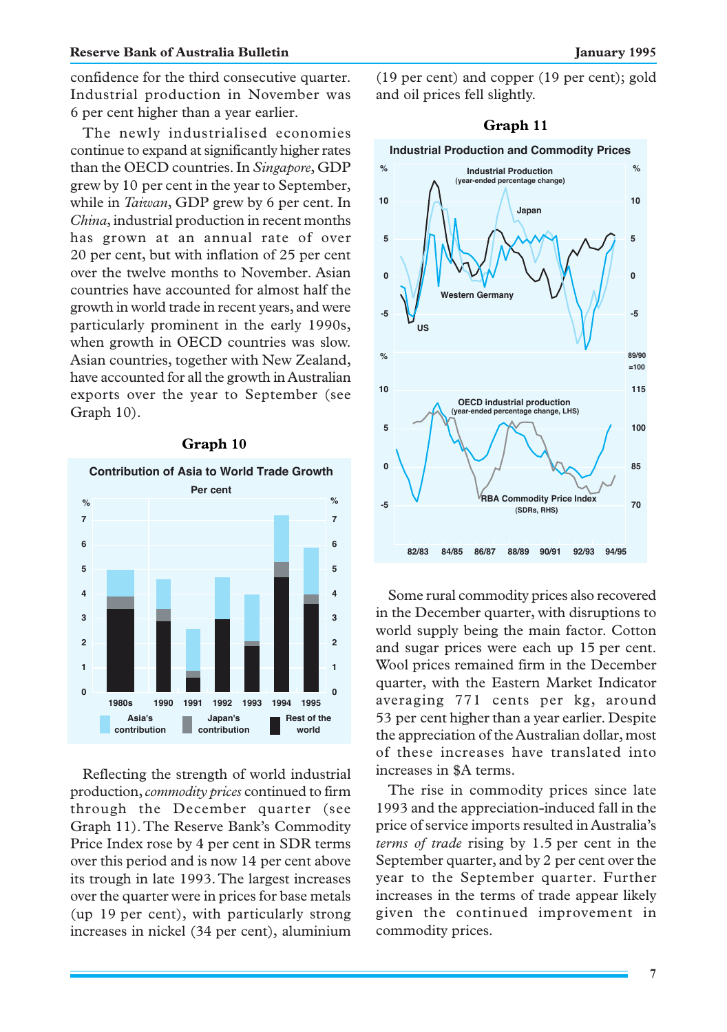confidence for the third consecutive quarter. Industrial production in November was 6 per cent higher than a year earlier.

The newly industrialised economies continue to expand at significantly higher rates than the OECD countries. In *Singapore*, GDP grew by 10 per cent in the year to September, while in *Taiwan*, GDP grew by 6 per cent. In *China*, industrial production in recent months has grown at an annual rate of over 20 per cent, but with inflation of 25 per cent over the twelve months to November. Asian countries have accounted for almost half the growth in world trade in recent years, and were particularly prominent in the early 1990s, when growth in OECD countries was slow. Asian countries, together with New Zealand, have accounted for all the growth in Australian exports over the year to September (see Graph 10).

**Graph 10**

**Contribution of Asia to World Trade Growth**

Per cent

Reflecting the strength of world industrial production, *commodity prices* continued to firm through the December quarter (see Graph 11). The Reserve Bank's Commodity Price Index rose by 4 per cent in SDR terms over this period and is now 14 per cent above its trough in late 1993. The largest increases over the quarter were in prices for base metals (up 19 per cent), with particularly strong increases in nickel (34 per cent), aluminium (19 per cent) and copper (19 per cent); gold and oil prices fell slightly.

**Graph 11**

**Industrial Production and Commodity Prices**

Some rural commodity prices also recovered in the December quarter, with disruptions to world supply being the main factor. Cotton and sugar prices were each up 15 per cent. Wool prices remained firm in the December quarter, with the Eastern Market Indicator averaging 771 cents per kg, around 53 per cent higher than a year earlier. Despite the appreciation of the Australian dollar, most of these increases have translated into increases in $A terms.

The rise in commodity prices since late 1993 and the appreciation-induced fall in the price of service imports resulted in Australia's *terms of trade* rising by 1.5 per cent in the September quarter, and by 2 per cent over the year to the September quarter. Further increases in the terms of trade appear likely given the continued improvement in commodity prices.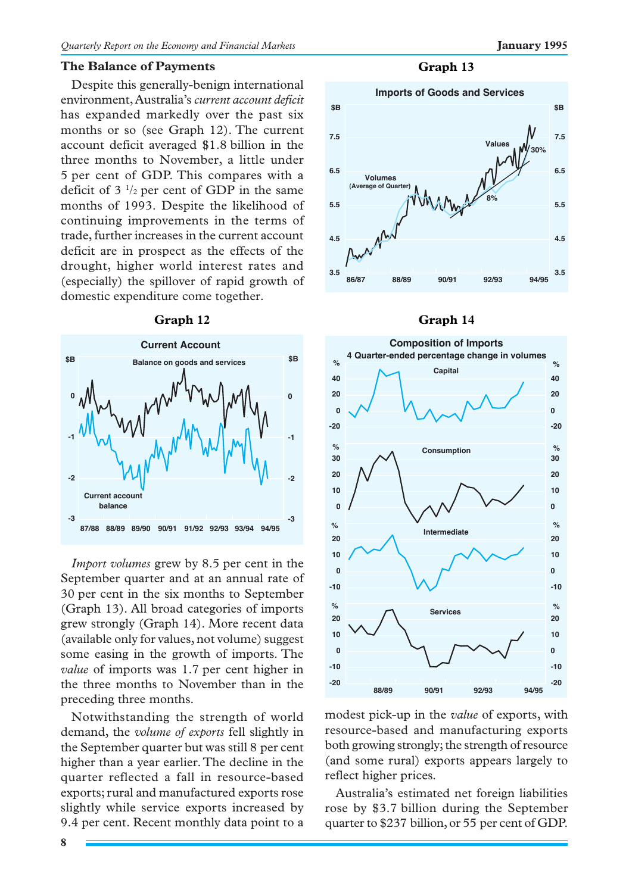## The Balance of Payments

Despite this generally-benign international environment, Australia's *current account deficit* has expanded markedly over the past six months or so (see Graph 12). The current account deficit averaged $1.8 billion in the three months to November, a little under 5 per cent of GDP. This compares with a deficit of 3 $^1/_2$ per cent of GDP in the same months of 1993. Despite the likelihood of continuing improvements in the terms of trade, further increases in the current account deficit are in prospect as the effects of the drought, higher world interest rates and (especially) the spillover of rapid growth of domestic expenditure come together.

**Graph 12**

**Graph 13**

**Graph 14**

*Import volumes* grew by 8.5 per cent in the September quarter and at an annual rate of 30 per cent in the six months to September (Graph 13). All broad categories of imports grew strongly (Graph 14). More recent data (available only for values, not volume) suggest some easing in the growth of imports. The *value* of imports was 1.7 per cent higher in the three months to November than in the preceding three months.

Notwithstanding the strength of world demand, the *volume of exports* fell slightly in the September quarter but was still 8 per cent higher than a year earlier. The decline in the quarter reflected a fall in resource-based exports; rural and manufactured exports rose slightly while service exports increased by 9.4 per cent. Recent monthly data point to a modest pick-up in the *value* of exports, with resource-based and manufacturing exports both growing strongly; the strength of resource (and some rural) exports appears largely to reflect higher prices.

Australia's estimated net foreign liabilities rose by $3.7 billion during the September quarter to $237 billion, or 55 per cent of GDP.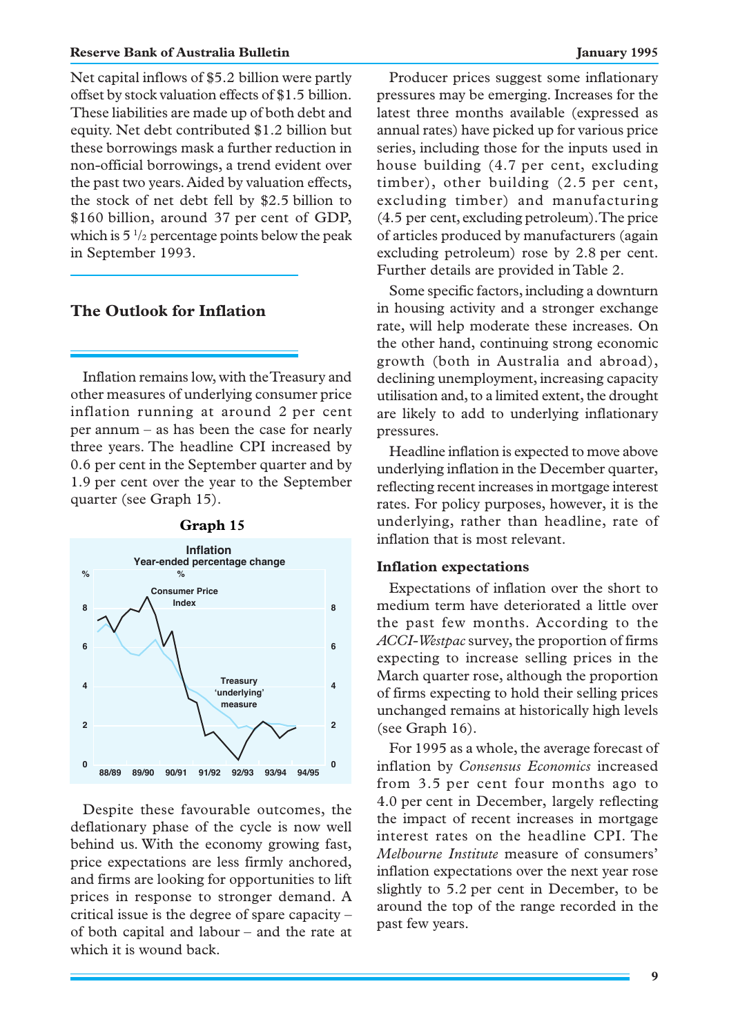Net capital inflows of $5.2 billion were partly offset by stock valuation effects of $1.5 billion. These liabilities are made up of both debt and equity. Net debt contributed $1.2 billion but these borrowings mask a further reduction in non-official borrowings, a trend evident over the past two years. Aided by valuation effects, the stock of net debt fell by $2.5 billion to $160 billion, around 37 per cent of GDP, which is 5 ½ percentage points below the peak in September 1993.

## The Outlook for Inflation

Inflation remains low, with the Treasury and other measures of underlying consumer price inflation running at around 2 per cent per annum – as has been the case for nearly three years. The headline CPI increased by 0.6 per cent in the September quarter and by 1.9 per cent over the year to the September quarter (see Graph 15).

**Graph 15**

Inflation
Year-ended percentage change

Despite these favourable outcomes, the deflationary phase of the cycle is now well behind us. With the economy growing fast, price expectations are less firmly anchored, and firms are looking for opportunities to lift prices in response to stronger demand. A critical issue is the degree of spare capacity – of both capital and labour – and the rate at which it is wound back.

Producer prices suggest some inflationary pressures may be emerging. Increases for the latest three months available (expressed as annual rates) have picked up for various price series, including those for the inputs used in house building (4.7 per cent, excluding timber), other building (2.5 per cent, excluding timber) and manufacturing (4.5 per cent, excluding petroleum). The price of articles produced by manufacturers (again excluding petroleum) rose by 2.8 per cent. Further details are provided in Table 2.

Some specific factors, including a downturn in housing activity and a stronger exchange rate, will help moderate these increases. On the other hand, continuing strong economic growth (both in Australia and abroad), declining unemployment, increasing capacity utilisation and, to a limited extent, the drought are likely to add to underlying inflationary pressures.

Headline inflation is expected to move above underlying inflation in the December quarter, reflecting recent increases in mortgage interest rates. For policy purposes, however, it is the underlying, rather than headline, rate of inflation that is most relevant.

### Inflation expectations

Expectations of inflation over the short to medium term have deteriorated a little over the past few months. According to the *ACCI-Westpac* survey, the proportion of firms expecting to increase selling prices in the March quarter rose, although the proportion of firms expecting to hold their selling prices unchanged remains at historically high levels (see Graph 16).

For 1995 as a whole, the average forecast of inflation by *Consensus Economics* increased from 3.5 per cent four months ago to 4.0 per cent in December, largely reflecting the impact of recent increases in mortgage interest rates on the headline CPI. The *Melbourne Institute* measure of consumers' inflation expectations over the next year rose slightly to 5.2 per cent in December, to be around the top of the range recorded in the past few years.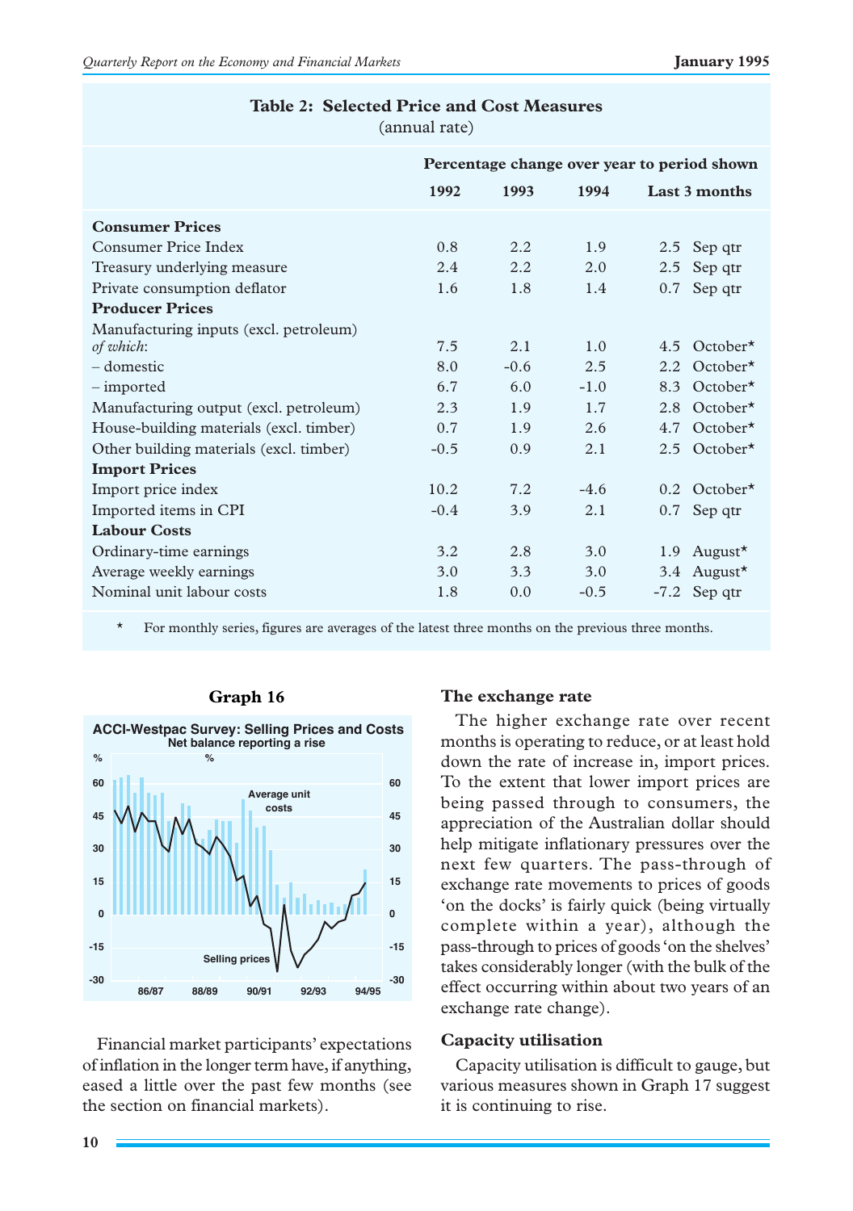## Table 2: Selected Price and Cost Measures
(annual rate)

| | Percentage change over year to period shown | | | | |
|---|---|---|---|---|---|
| | 1992 | 1993 | 1994 | Last 3 months | |
| **Consumer Prices** | | | | | |
| Consumer Price Index | 0.8 | 2.2 | 1.9 | 2.5 | Sep qtr |
| Treasury underlying measure | 2.4 | 2.2 | 2.0 | 2.5 | Sep qtr |
| Private consumption deflator | 1.6 | 1.8 | 1.4 | 0.7 | Sep qtr |
| **Producer Prices** | | | | | |
| Manufacturing inputs (excl. petroleum) *of which*: | 7.5 | 2.1 | 1.0 | 4.5 | October* |
| – domestic | 8.0 | -0.6 | 2.5 | 2.2 | October* |
| – imported | 6.7 | 6.0 | -1.0 | 8.3 | October* |
| Manufacturing output (excl. petroleum) | 2.3 | 1.9 | 1.7 | 2.8 | October* |
| House-building materials (excl. timber) | 0.7 | 1.9 | 2.6 | 4.7 | October* |
| Other building materials (excl. timber) | -0.5 | 0.9 | 2.1 | 2.5 | October* |
| **Import Prices** | | | | | |
| Import price index | 10.2 | 7.2 | -4.6 | 0.2 | October* |
| Imported items in CPI | -0.4 | 3.9 | 2.1 | 0.7 | Sep qtr |
| **Labour Costs** | | | | | |
| Ordinary-time earnings | 3.2 | 2.8 | 3.0 | 1.9 | August* |
| Average weekly earnings | 3.0 | 3.3 | 3.0 | 3.4 | August* |
| Nominal unit labour costs | 1.8 | 0.0 | -0.5 | -7.2 | Sep qtr |

\* For monthly series, figures are averages of the latest three months on the previous three months.

**Graph 16**

ACCI-Westpac Survey: Selling Prices and Costs
Net balance reporting a rise

Financial market participants' expectations of inflation in the longer term have, if anything, eased a little over the past few months (see the section on financial markets).

### The exchange rate

The higher exchange rate over recent months is operating to reduce, or at least hold down the rate of increase in, import prices. To the extent that lower import prices are being passed through to consumers, the appreciation of the Australian dollar should help mitigate inflationary pressures over the next few quarters. The pass-through of exchange rate movements to prices of goods 'on the docks' is fairly quick (being virtually complete within a year), although the pass-through to prices of goods 'on the shelves' takes considerably longer (with the bulk of the effect occurring within about two years of an exchange rate change).

### Capacity utilisation

Capacity utilisation is difficult to gauge, but various measures shown in Graph 17 suggest it is continuing to rise.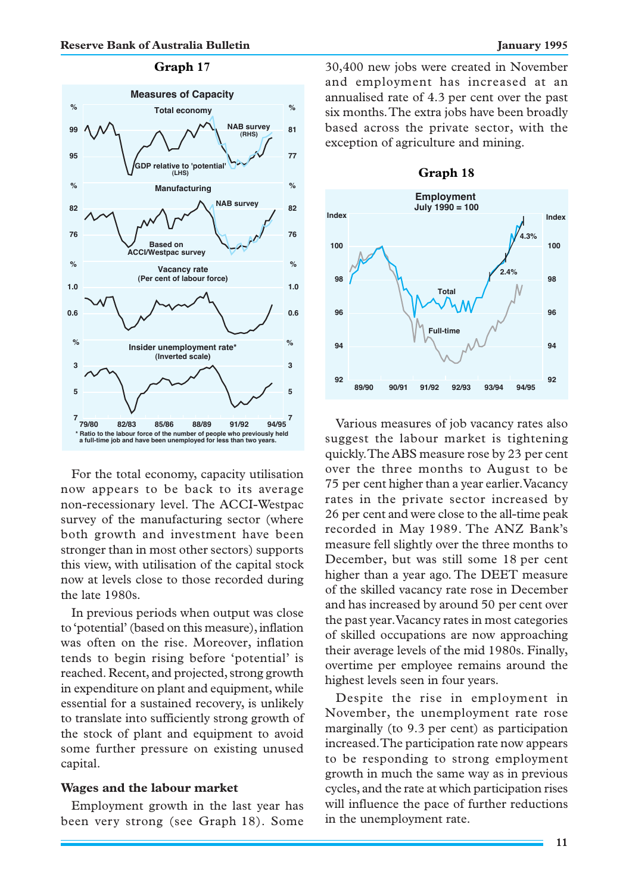**Graph 17**

Measures of Capacity

**Graph 18**

Employment
July 1990 = 100

For the total economy, capacity utilisation now appears to be back to its average non-recessionary level. The ACCI-Westpac survey of the manufacturing sector (where both growth and investment have been stronger than in most other sectors) supports this view, with utilisation of the capital stock now at levels close to those recorded during the late 1980s.

In previous periods when output was close to 'potential' (based on this measure), inflation was often on the rise. Moreover, inflation tends to begin rising before 'potential' is reached. Recent, and projected, strong growth in expenditure on plant and equipment, while essential for a sustained recovery, is unlikely to translate into sufficiently strong growth of the stock of plant and equipment to avoid some further pressure on existing unused capital.

### Wages and the labour market

Employment growth in the last year has been very strong (see Graph 18). Some 30,400 new jobs were created in November and employment has increased at an annualised rate of 4.3 per cent over the past six months. The extra jobs have been broadly based across the private sector, with the exception of agriculture and mining.

Various measures of job vacancy rates also suggest the labour market is tightening quickly. The ABS measure rose by 23 per cent over the three months to August to be 75 per cent higher than a year earlier. Vacancy rates in the private sector increased by 26 per cent and were close to the all-time peak recorded in May 1989. The ANZ Bank's measure fell slightly over the three months to December, but was still some 18 per cent higher than a year ago. The DEET measure of the skilled vacancy rate rose in December and has increased by around 50 per cent over the past year. Vacancy rates in most categories of skilled occupations are now approaching their average levels of the mid 1980s. Finally, overtime per employee remains around the highest levels seen in four years.

Despite the rise in employment in November, the unemployment rate rose marginally (to 9.3 per cent) as participation increased. The participation rate now appears to be responding to strong employment growth in much the same way as in previous cycles, and the rate at which participation rises will influence the pace of further reductions in the unemployment rate.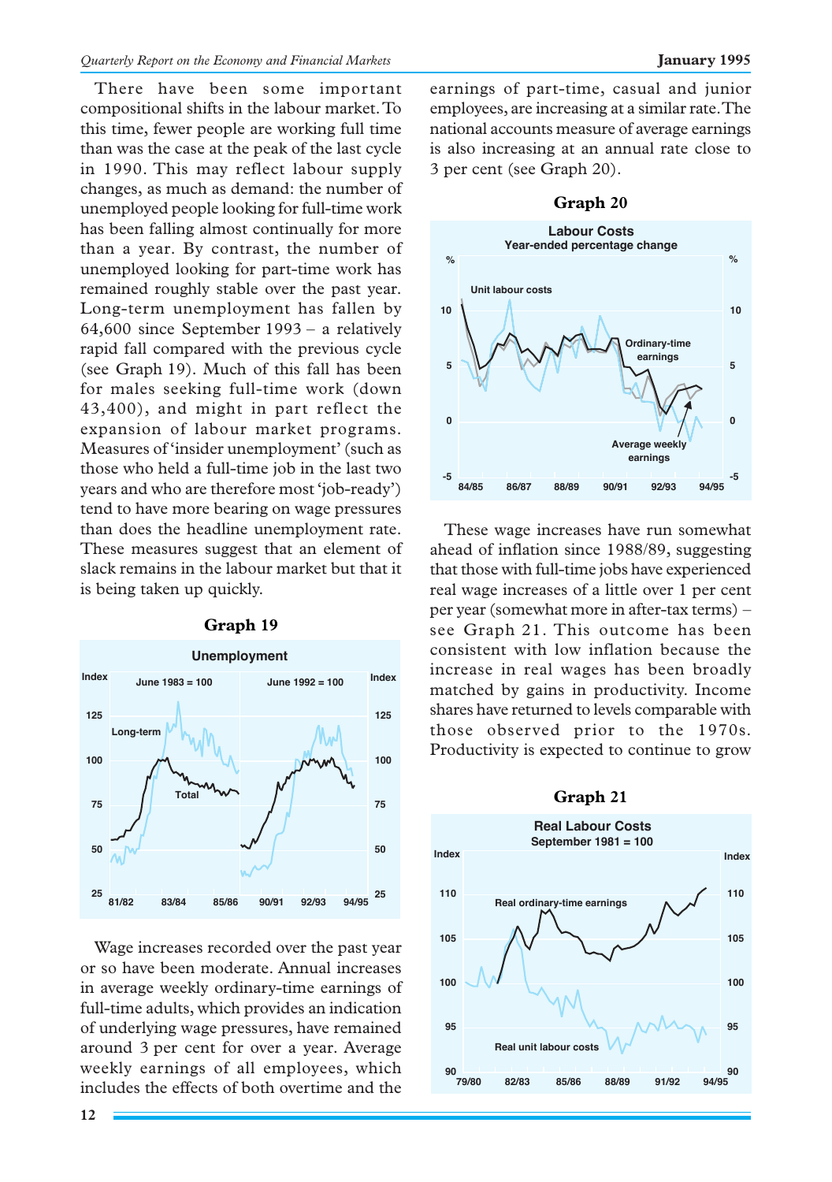There have been some important compositional shifts in the labour market. To this time, fewer people are working full time than was the case at the peak of the last cycle in 1990. This may reflect labour supply changes, as much as demand: the number of unemployed people looking for full-time work has been falling almost continually for more than a year. By contrast, the number of unemployed looking for part-time work has remained roughly stable over the past year. Long-term unemployment has fallen by 64,600 since September 1993 – a relatively rapid fall compared with the previous cycle (see Graph 19). Much of this fall has been for males seeking full-time work (down 43,400), and might in part reflect the expansion of labour market programs. Measures of 'insider unemployment' (such as those who held a full-time job in the last two years and who are therefore most 'job-ready') tend to have more bearing on wage pressures than does the headline unemployment rate. These measures suggest that an element of slack remains in the labour market but that it is being taken up quickly.

**Graph 19**

Unemployment

Wage increases recorded over the past year or so have been moderate. Annual increases in average weekly ordinary-time earnings of full-time adults, which provides an indication of underlying wage pressures, have remained around 3 per cent for over a year. Average weekly earnings of all employees, which includes the effects of both overtime and the earnings of part-time, casual and junior employees, are increasing at a similar rate. The national accounts measure of average earnings is also increasing at an annual rate close to 3 per cent (see Graph 20).

**Graph 20**

Labour Costs

These wage increases have run somewhat ahead of inflation since 1988/89, suggesting that those with full-time jobs have experienced real wage increases of a little over 1 per cent per year (somewhat more in after-tax terms) – see Graph 21. This outcome has been consistent with low inflation because the increase in real wages has been broadly matched by gains in productivity. Income shares have returned to levels comparable with those observed prior to the 1970s. Productivity is expected to continue to grow

**Graph 21**

Real Labour Costs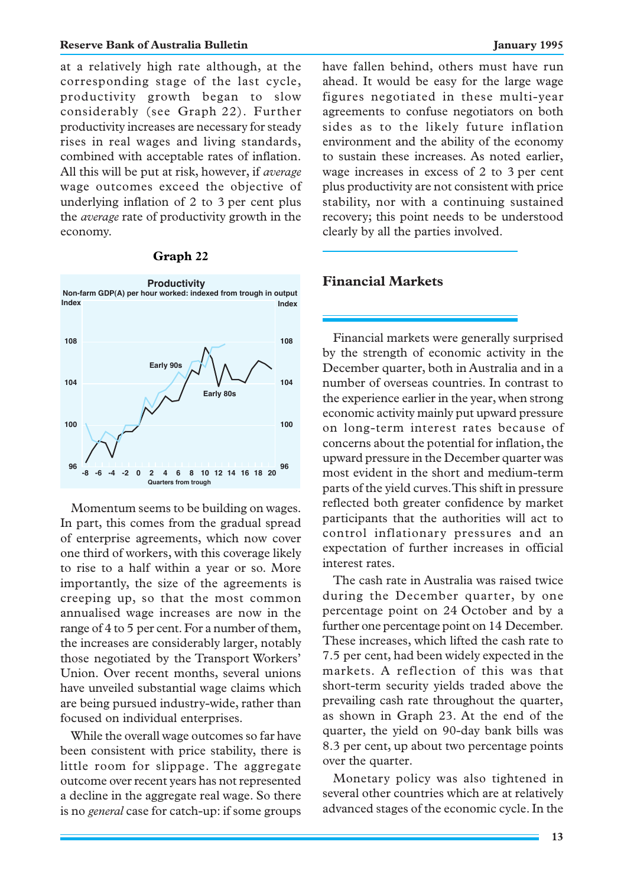at a relatively high rate although, at the corresponding stage of the last cycle, productivity growth began to slow considerably (see Graph 22). Further productivity increases are necessary for steady rises in real wages and living standards, combined with acceptable rates of inflation. All this will be put at risk, however, if *average* wage outcomes exceed the objective of underlying inflation of 2 to 3 per cent plus the *average* rate of productivity growth in the economy.

**Graph 22**

Momentum seems to be building on wages. In part, this comes from the gradual spread of enterprise agreements, which now cover one third of workers, with this coverage likely to rise to a half within a year or so. More importantly, the size of the agreements is creeping up, so that the most common annualised wage increases are now in the range of 4 to 5 per cent. For a number of them, the increases are considerably larger, notably those negotiated by the Transport Workers' Union. Over recent months, several unions have unveiled substantial wage claims which are being pursued industry-wide, rather than focused on individual enterprises.

While the overall wage outcomes so far have been consistent with price stability, there is little room for slippage. The aggregate outcome over recent years has not represented a decline in the aggregate real wage. So there is no *general* case for catch-up: if some groups have fallen behind, others must have run ahead. It would be easy for the large wage figures negotiated in these multi-year agreements to confuse negotiators on both sides as to the likely future inflation environment and the ability of the economy to sustain these increases. As noted earlier, wage increases in excess of 2 to 3 per cent plus productivity are not consistent with price stability, nor with a continuing sustained recovery; this point needs to be understood clearly by all the parties involved.

## Financial Markets

Financial markets were generally surprised by the strength of economic activity in the December quarter, both in Australia and in a number of overseas countries. In contrast to the experience earlier in the year, when strong economic activity mainly put upward pressure on long-term interest rates because of concerns about the potential for inflation, the upward pressure in the December quarter was most evident in the short and medium-term parts of the yield curves. This shift in pressure reflected both greater confidence by market participants that the authorities will act to control inflationary pressures and an expectation of further increases in official interest rates.

The cash rate in Australia was raised twice during the December quarter, by one percentage point on 24 October and by a further one percentage point on 14 December. These increases, which lifted the cash rate to 7.5 per cent, had been widely expected in the markets. A reflection of this was that short-term security yields traded above the prevailing cash rate throughout the quarter, as shown in Graph 23. At the end of the quarter, the yield on 90-day bank bills was 8.3 per cent, up about two percentage points over the quarter.

Monetary policy was also tightened in several other countries which are at relatively advanced stages of the economic cycle. In the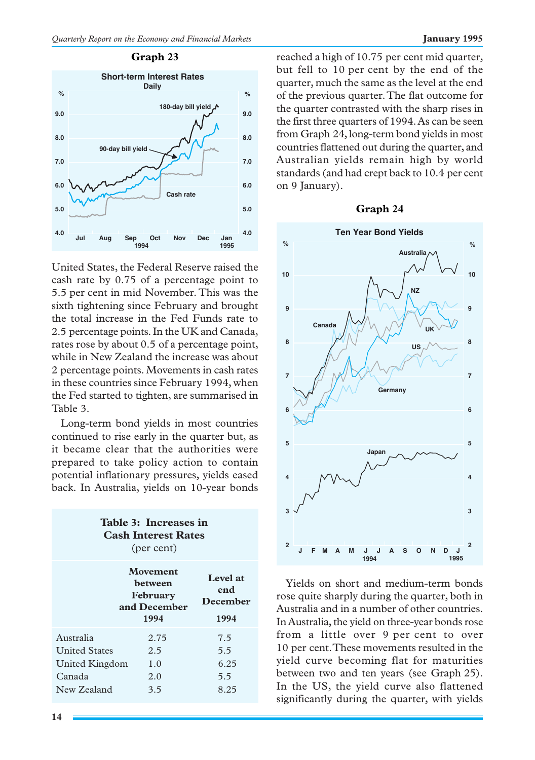**Graph 23**

Short-term Interest Rates
Daily

United States, the Federal Reserve raised the cash rate by 0.75 of a percentage point to 5.5 per cent in mid November. This was the sixth tightening since February and brought the total increase in the Fed Funds rate to 2.5 percentage points. In the UK and Canada, rates rose by about 0.5 of a percentage point, while in New Zealand the increase was about 2 percentage points. Movements in cash rates in these countries since February 1994, when the Fed started to tighten, are summarised in Table 3.

Long-term bond yields in most countries continued to rise early in the quarter but, as it became clear that the authorities were prepared to take policy action to contain potential inflationary pressures, yields eased back. In Australia, yields on 10-year bonds reached a high of 10.75 per cent mid quarter, but fell to 10 per cent by the end of the quarter, much the same as the level at the end of the previous quarter. The flat outcome for the quarter contrasted with the sharp rises in the first three quarters of 1994. As can be seen from Graph 24, long-term bond yields in most countries flattened out during the quarter, and Australian yields remain high by world standards (and had crept back to 10.4 per cent on 9 January).

**Table 3: Increases in Cash Interest Rates**
(per cent)

| | Movement between February and December 1994 | Level at end December 1994 |
|---|---|---|
| Australia | 2.75 | 7.5 |
| United States | 2.5 | 5.5 |
| United Kingdom | 1.0 | 6.25 |
| Canada | 2.0 | 5.5 |
| New Zealand | 3.5 | 8.25 |

**Graph 24**

Ten Year Bond Yields

Yields on short and medium-term bonds rose quite sharply during the quarter, both in Australia and in a number of other countries. In Australia, the yield on three-year bonds rose from a little over 9 per cent to over 10 per cent. These movements resulted in the yield curve becoming flat for maturities between two and ten years (see Graph 25). In the US, the yield curve also flattened significantly during the quarter, with yields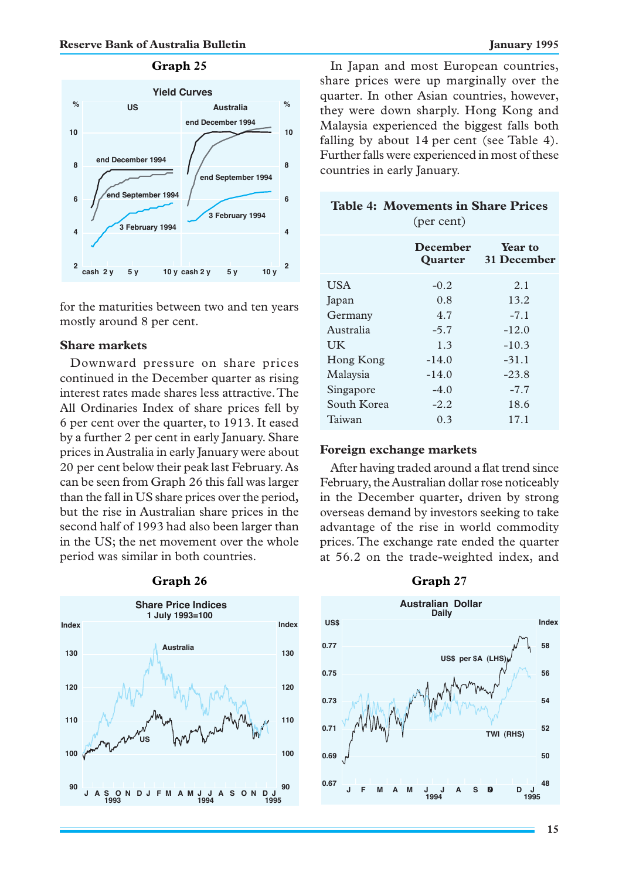**Graph 25**

for the maturities between two and ten years mostly around 8 per cent.

### Share markets

Downward pressure on share prices continued in the December quarter as rising interest rates made shares less attractive. The All Ordinaries Index of share prices fell by 6 per cent over the quarter, to 1913. It eased by a further 2 per cent in early January. Share prices in Australia in early January were about 20 per cent below their peak last February. As can be seen from Graph 26 this fall was larger than the fall in US share prices over the period, but the rise in Australian share prices in the second half of 1993 had also been larger than in the US; the net movement over the whole period was similar in both countries.

**Graph 26**

In Japan and most European countries, share prices were up marginally over the quarter. In other Asian countries, however, they were down sharply. Hong Kong and Malaysia experienced the biggest falls both falling by about 14 per cent (see Table 4). Further falls were experienced in most of these countries in early January.

**Table 4: Movements in Share Prices**
(per cent)

| | December Quarter | Year to 31 December |
|---|---|---|
| USA | -0.2 | 2.1 |
| Japan | 0.8 | 13.2 |
| Germany | 4.7 | -7.1 |
| Australia | -5.7 | -12.0 |
| UK | 1.3 | -10.3 |
| Hong Kong | -14.0 | -31.1 |
| Malaysia | -14.0 | -23.8 |
| Singapore | -4.0 | -7.7 |
| South Korea | -2.2 | 18.6 |
| Taiwan | 0.3 | 17.1 |

### Foreign exchange markets

After having traded around a flat trend since February, the Australian dollar rose noticeably in the December quarter, driven by strong overseas demand by investors seeking to take advantage of the rise in world commodity prices. The exchange rate ended the quarter at 56.2 on the trade-weighted index, and

**Graph 27**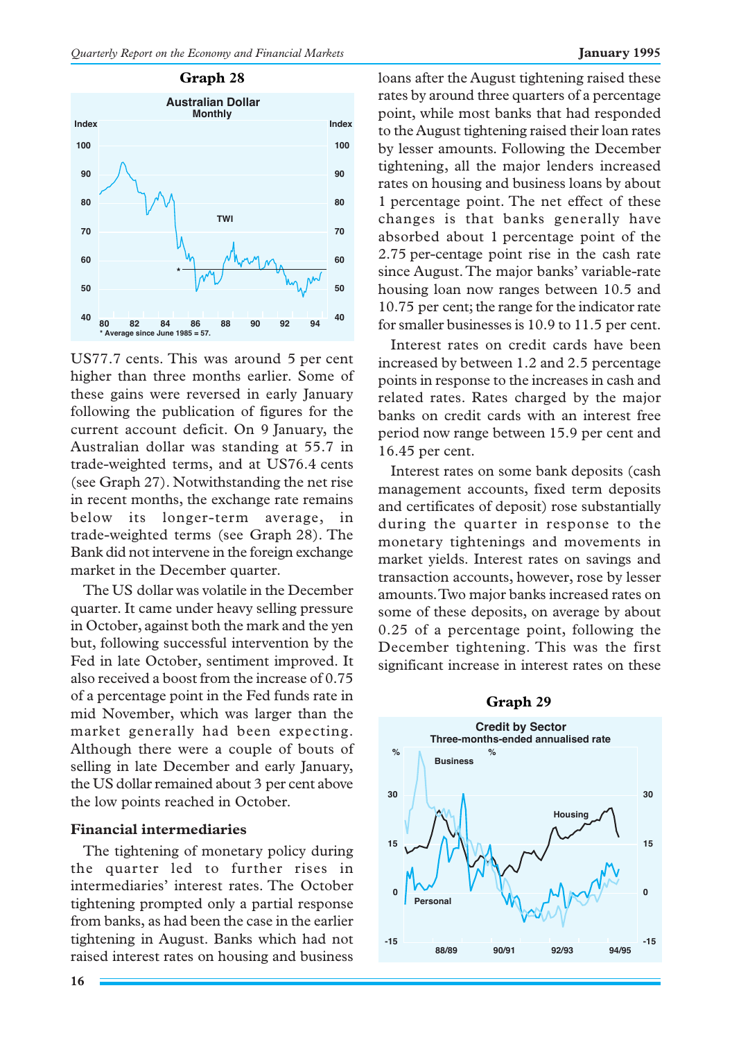**Graph 28**

**Australian Dollar**
Monthly

* Average since June 1985 = 57.

US77.7 cents. This was around 5 per cent higher than three months earlier. Some of these gains were reversed in early January following the publication of figures for the current account deficit. On 9 January, the Australian dollar was standing at 55.7 in trade-weighted terms, and at US76.4 cents (see Graph 27). Notwithstanding the net rise in recent months, the exchange rate remains below its longer-term average, in trade-weighted terms (see Graph 28). The Bank did not intervene in the foreign exchange market in the December quarter.

The US dollar was volatile in the December quarter. It came under heavy selling pressure in October, against both the mark and the yen but, following successful intervention by the Fed in late October, sentiment improved. It also received a boost from the increase of 0.75 of a percentage point in the Fed funds rate in mid November, which was larger than the market generally had been expecting. Although there were a couple of bouts of selling in late December and early January, the US dollar remained about 3 per cent above the low points reached in October.

### Financial intermediaries

The tightening of monetary policy during the quarter led to further rises in intermediaries' interest rates. The October tightening prompted only a partial response from banks, as had been the case in the earlier tightening in August. Banks which had not raised interest rates on housing and business loans after the August tightening raised these rates by around three quarters of a percentage point, while most banks that had responded to the August tightening raised their loan rates by lesser amounts. Following the December tightening, all the major lenders increased rates on housing and business loans by about 1 percentage point. The net effect of these changes is that banks generally have absorbed about 1 percentage point of the 2.75 per-centage point rise in the cash rate since August. The major banks' variable-rate housing loan now ranges between 10.5 and 10.75 per cent; the range for the indicator rate for smaller businesses is 10.9 to 11.5 per cent.

Interest rates on credit cards have been increased by between 1.2 and 2.5 percentage points in response to the increases in cash and related rates. Rates charged by the major banks on credit cards with an interest free period now range between 15.9 per cent and 16.45 per cent.

Interest rates on some bank deposits (cash management accounts, fixed term deposits and certificates of deposit) rose substantially during the quarter in response to the monetary tightenings and movements in market yields. Interest rates on savings and transaction accounts, however, rose by lesser amounts. Two major banks increased rates on some of these deposits, on average by about 0.25 of a percentage point, following the December tightening. This was the first significant increase in interest rates on these

**Graph 29**

**Credit by Sector**
Three-months-ended annualised rate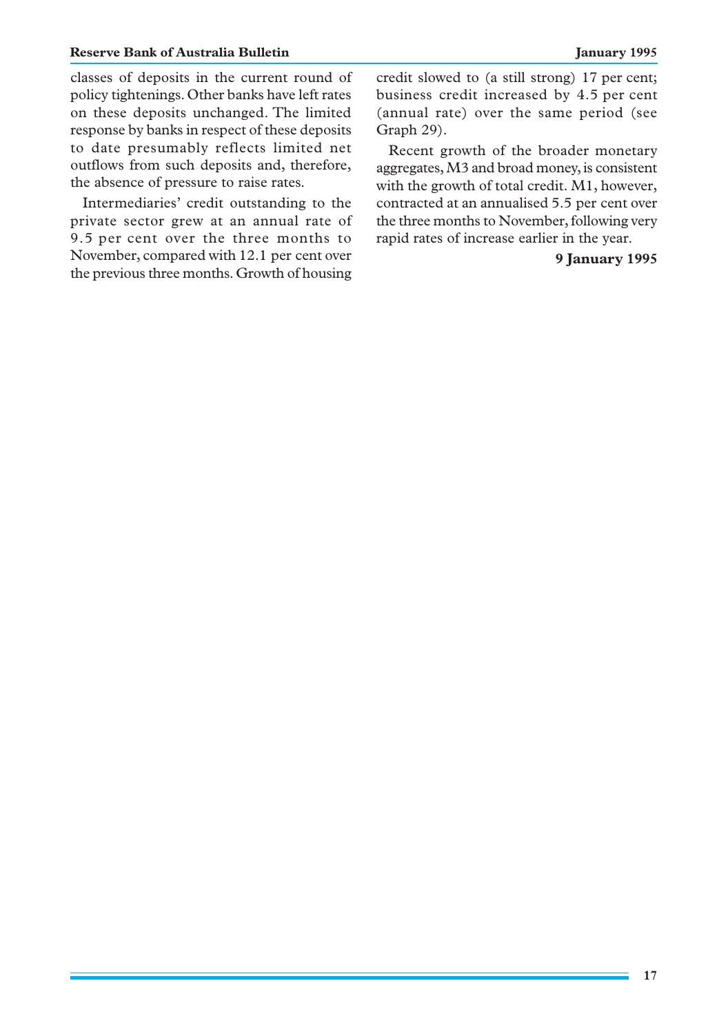classes of deposits in the current round of policy tightenings. Other banks have left rates on these deposits unchanged. The limited response by banks in respect of these deposits to date presumably reflects limited net outflows from such deposits and, therefore, the absence of pressure to raise rates.

Intermediaries' credit outstanding to the private sector grew at an annual rate of 9.5 per cent over the three months to November, compared with 12.1 per cent over the previous three months. Growth of housing credit slowed to (a still strong) 17 per cent; business credit increased by 4.5 per cent (annual rate) over the same period (see Graph 29).

Recent growth of the broader monetary aggregates, M3 and broad money, is consistent with the growth of total credit. M1, however, contracted at an annualised 5.5 per cent over the three months to November, following very rapid rates of increase earlier in the year.

**9 January 1995**